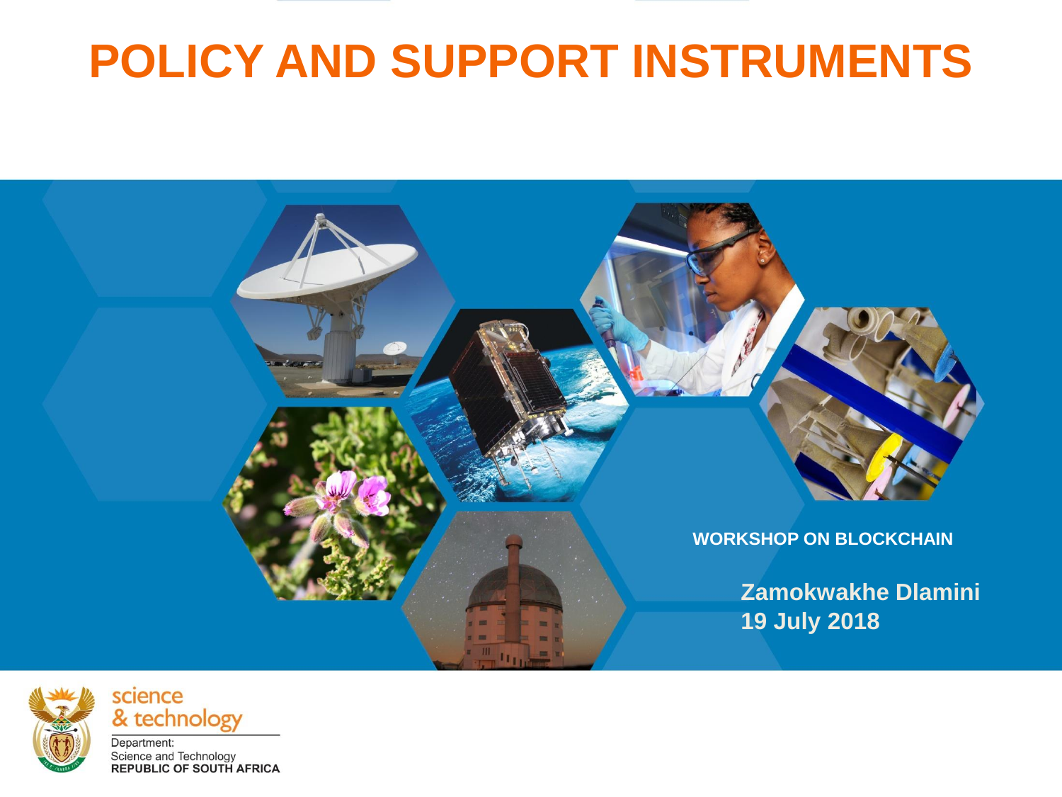# POLICY AND SUPPORT INSTRUMENTS

WORKSHOP ON BLOCKCHAIN

**Zamokwakhe Dlamini**
**19 July 2018**

science
& technology

Department:
Science and Technology
**REPUBLIC OF SOUTH AFRICA**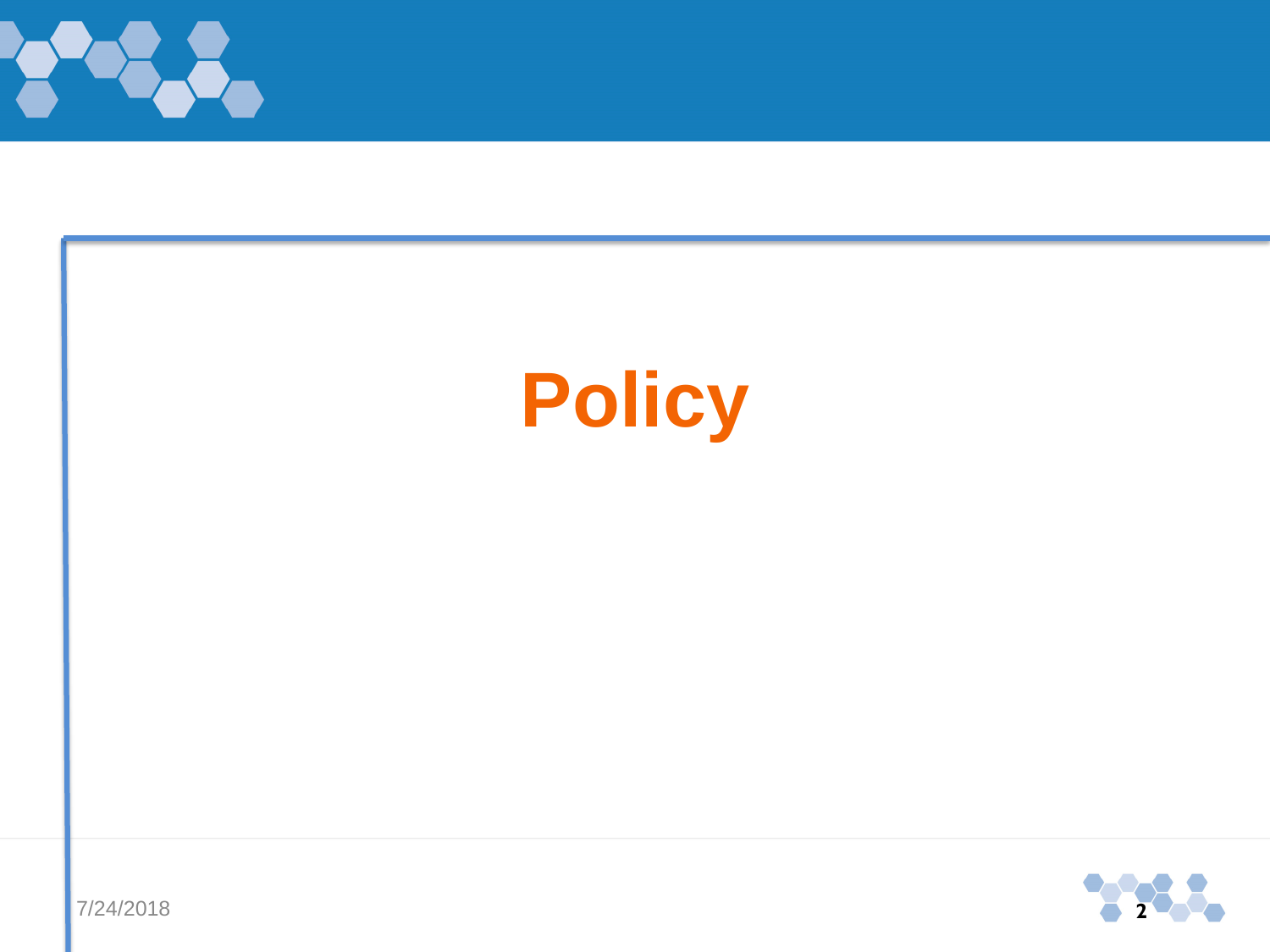# Policy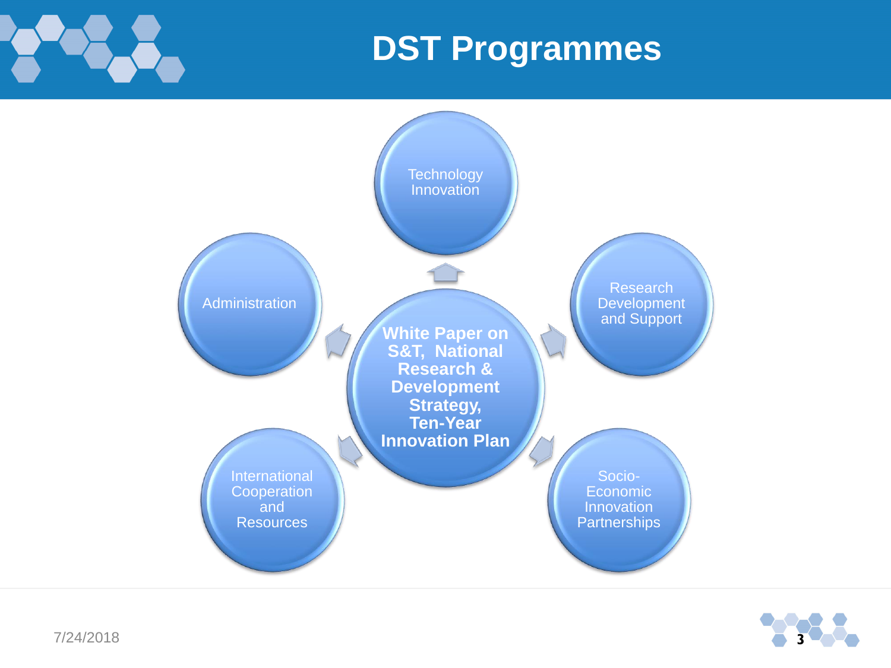# DST Programmes

**White Paper on S&T, National Research & Development Strategy, Ten-Year Innovation Plan**

- Technology Innovation
- Research Development and Support
- Socio-Economic Innovation Partnerships
- International Cooperation and Resources
- Administration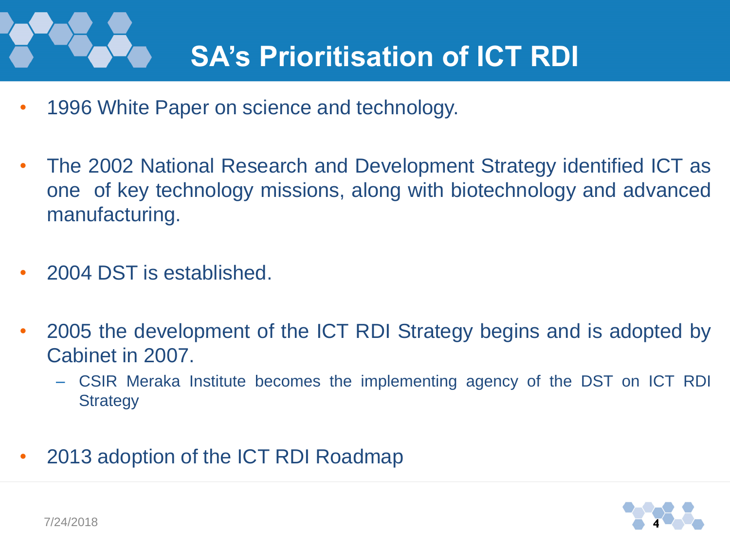# SA's Prioritisation of ICT RDI

- 1996 White Paper on science and technology.
- The 2002 National Research and Development Strategy identified ICT as one of key technology missions, along with biotechnology and advanced manufacturing.
- 2004 DST is established.
- 2005 the development of the ICT RDI Strategy begins and is adopted by Cabinet in 2007.
  - CSIR Meraka Institute becomes the implementing agency of the DST on ICT RDI Strategy
- 2013 adoption of the ICT RDI Roadmap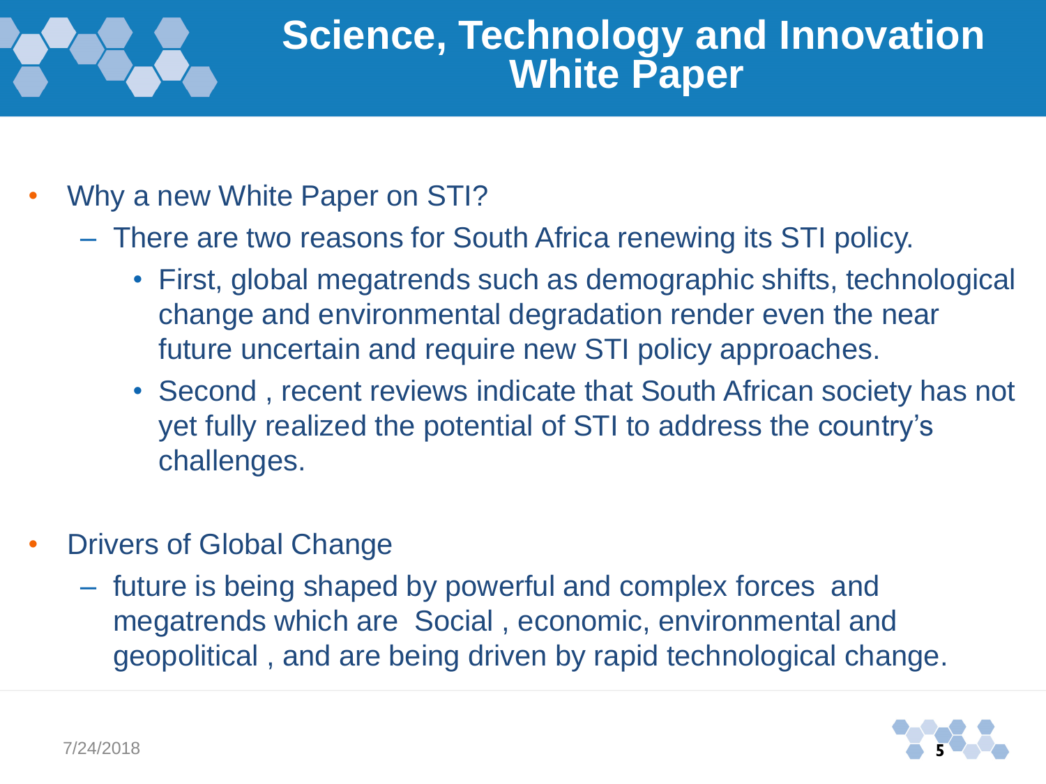# Science, Technology and Innovation White Paper

- Why a new White Paper on STI?
  - There are two reasons for South Africa renewing its STI policy.
    - First, global megatrends such as demographic shifts, technological change and environmental degradation render even the near future uncertain and require new STI policy approaches.
    - Second , recent reviews indicate that South African society has not yet fully realized the potential of STI to address the country's challenges.

- Drivers of Global Change
  - future is being shaped by powerful and complex forces and megatrends which are Social , economic, environmental and geopolitical , and are being driven by rapid technological change.

7/24/2018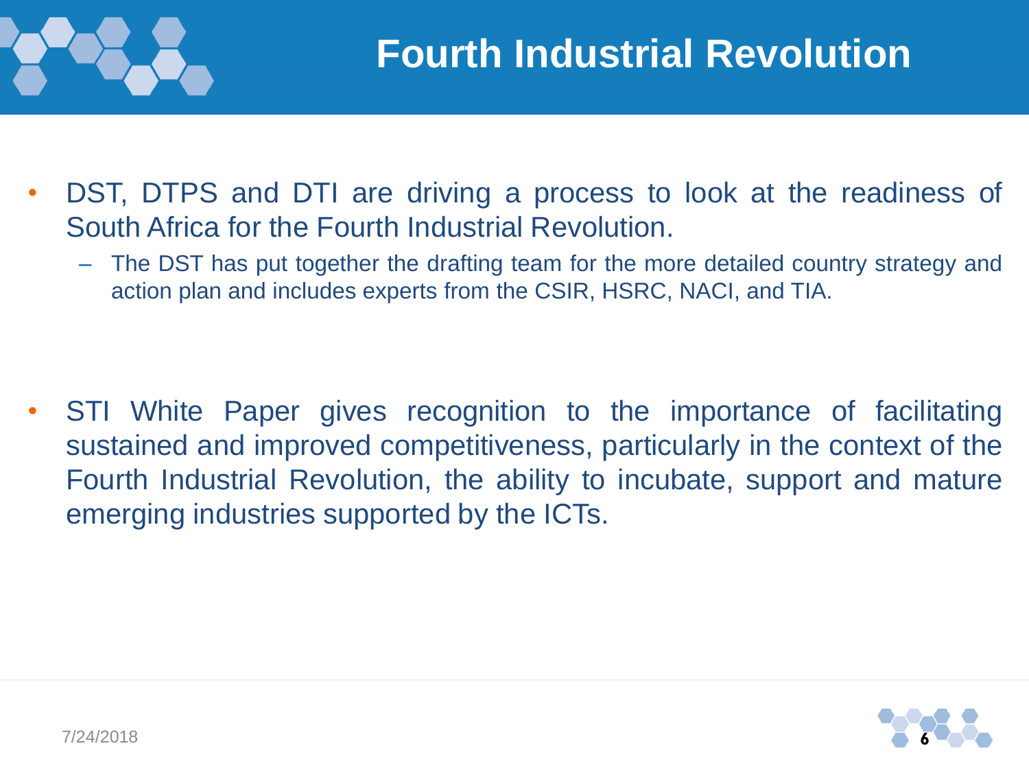# Fourth Industrial Revolution

- DST, DTPS and DTI are driving a process to look at the readiness of South Africa for the Fourth Industrial Revolution.
  - The DST has put together the drafting team for the more detailed country strategy and action plan and includes experts from the CSIR, HSRC, NACI, and TIA.

- STI White Paper gives recognition to the importance of facilitating sustained and improved competitiveness, particularly in the context of the Fourth Industrial Revolution, the ability to incubate, support and mature emerging industries supported by the ICTs.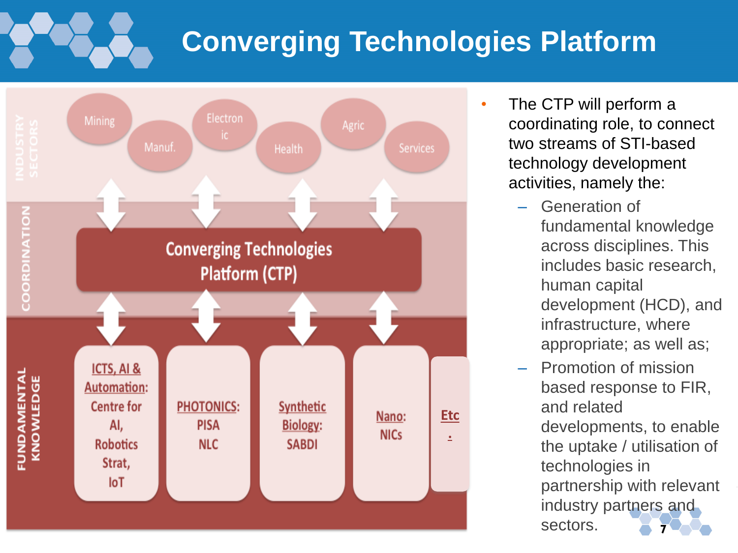# Converging Technologies Platform

INDUSTRY SECTORS

Mining | Manuf. | Electronic | Health | Agric | Services

COORDINATION

**Converging Technologies Platform (CTP)**

FUNDAMENTAL KNOWLEDGE

- ICTS, AI & Automation: Centre for AI, Robotics Strat, IoT
- PHOTONICS: PISA NLC
- Synthetic Biology: SABDI
- Nano: NICs
- Etc.

- The CTP will perform a coordinating role, to connect two streams of STI-based technology development activities, namely the:
  - Generation of fundamental knowledge across disciplines. This includes basic research, human capital development (HCD), and infrastructure, where appropriate; as well as;
  - Promotion of mission based response to FIR, and related developments, to enable the uptake / utilisation of technologies in partnership with relevant industry partners and sectors.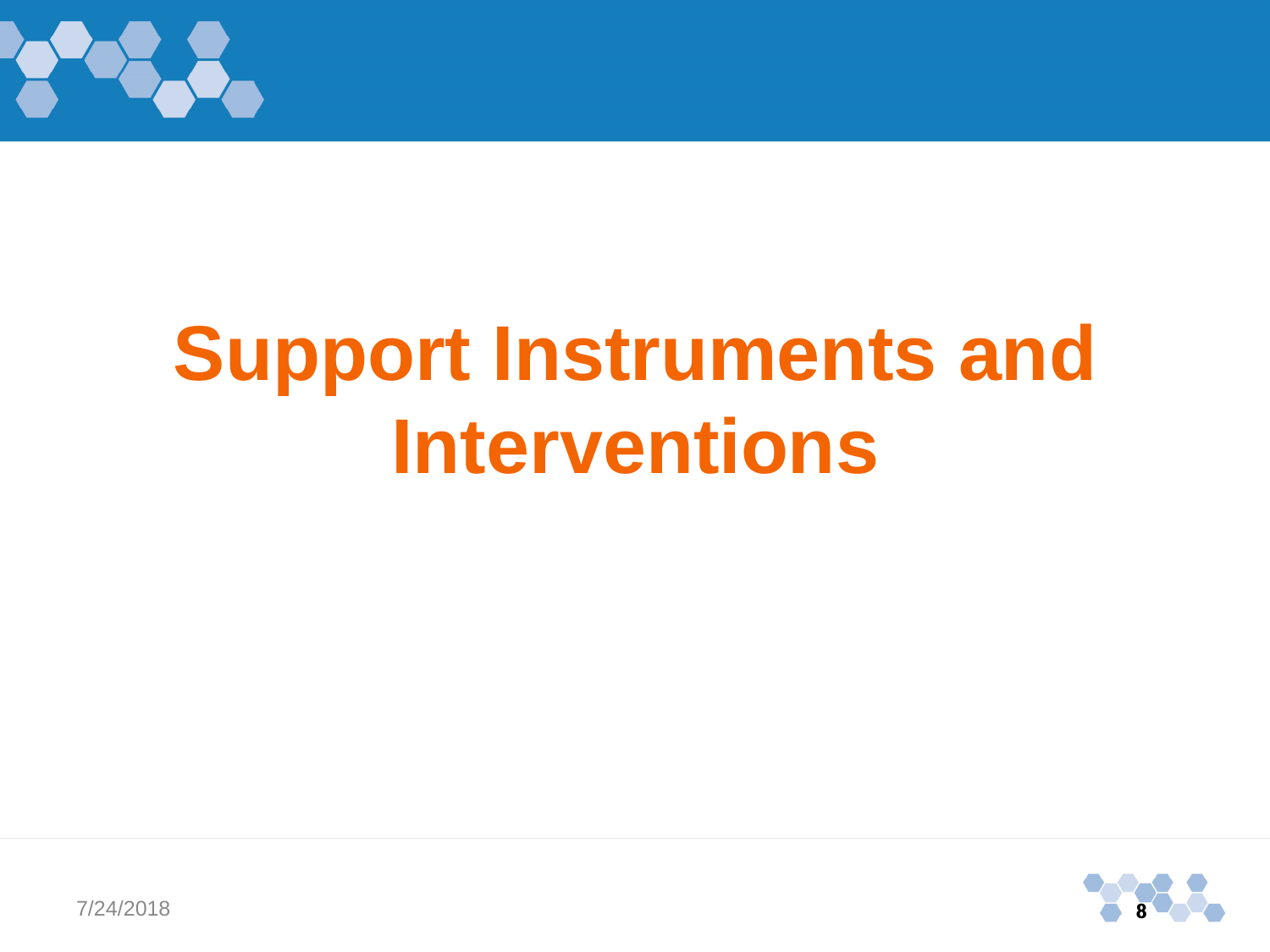# Support Instruments and Interventions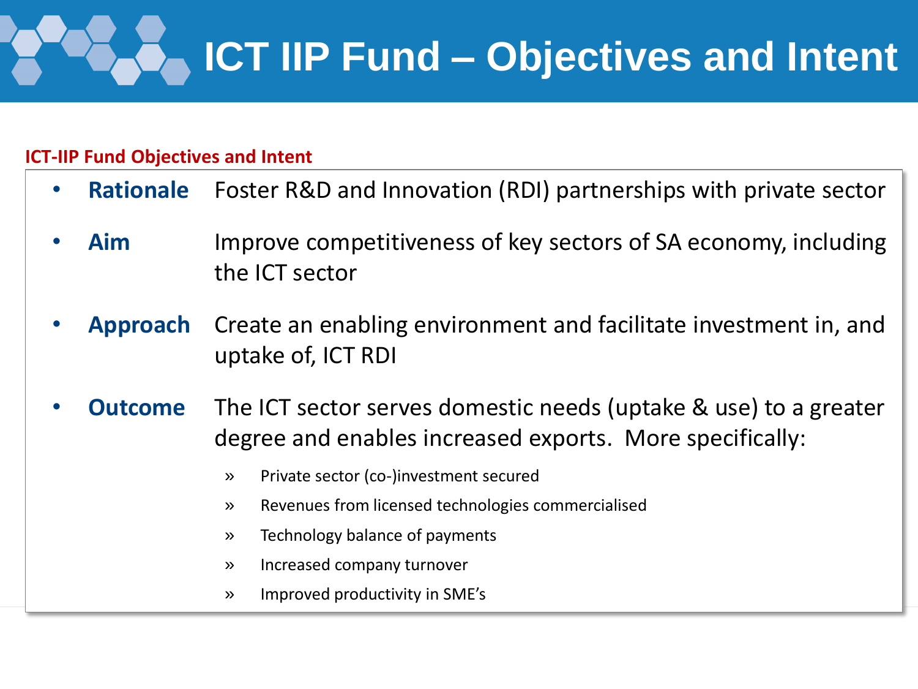# ICT IIP Fund – Objectives and Intent

**ICT-IIP Fund Objectives and Intent**

- **Rationale** Foster R&D and Innovation (RDI) partnerships with private sector
- **Aim** Improve competitiveness of key sectors of SA economy, including the ICT sector
- **Approach** Create an enabling environment and facilitate investment in, and uptake of, ICT RDI
- **Outcome** The ICT sector serves domestic needs (uptake & use) to a greater degree and enables increased exports. More specifically:
  - Private sector (co-)investment secured
  - Revenues from licensed technologies commercialised
  - Technology balance of payments
  - Increased company turnover
  - Improved productivity in SME's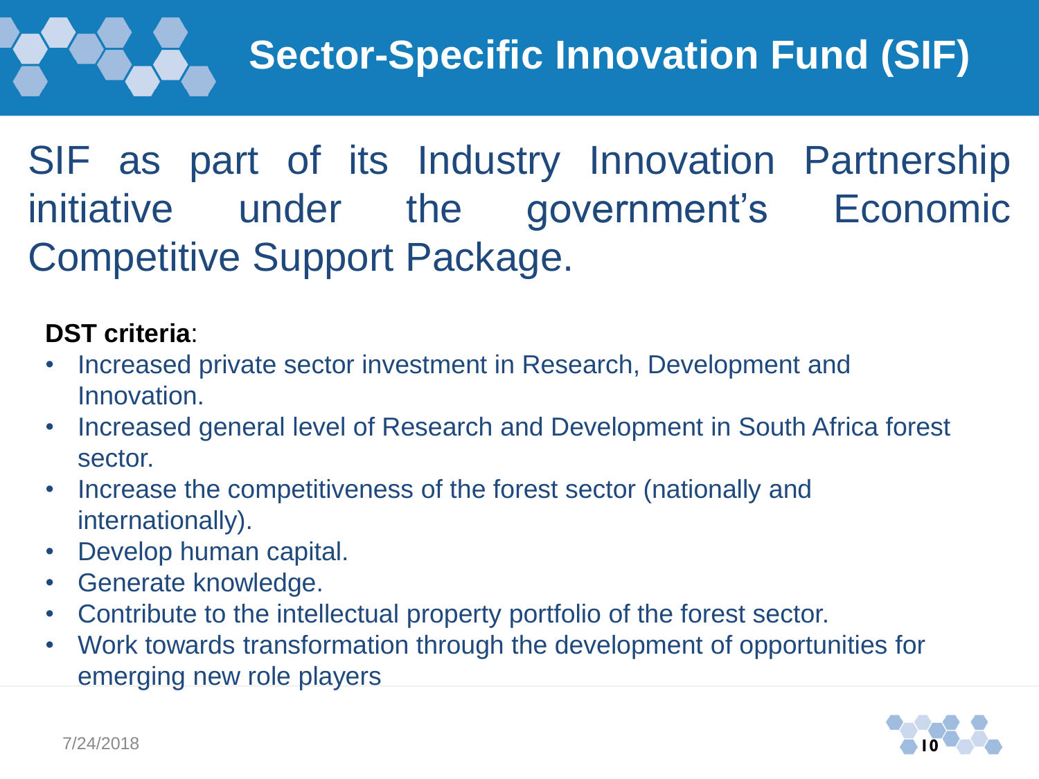# Sector-Specific Innovation Fund (SIF)

SIF as part of its Industry Innovation Partnership initiative under the government's Economic Competitive Support Package.

**DST criteria**:

- Increased private sector investment in Research, Development and Innovation.
- Increased general level of Research and Development in South Africa forest sector.
- Increase the competitiveness of the forest sector (nationally and internationally).
- Develop human capital.
- Generate knowledge.
- Contribute to the intellectual property portfolio of the forest sector.
- Work towards transformation through the development of opportunities for emerging new role players

7/24/2018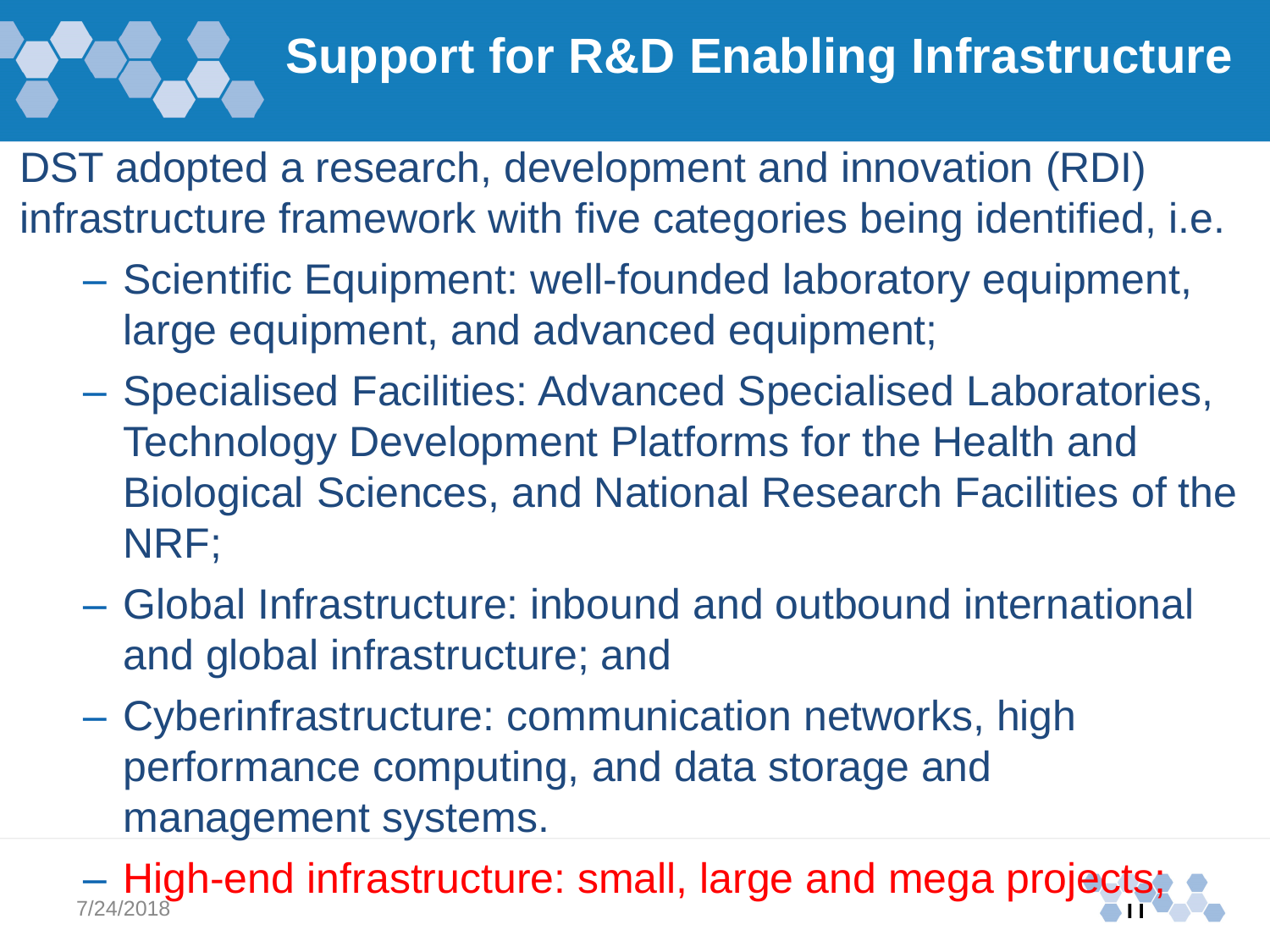# Support for R&D Enabling Infrastructure

DST adopted a research, development and innovation (RDI) infrastructure framework with five categories being identified, i.e.

- Scientific Equipment: well-founded laboratory equipment, large equipment, and advanced equipment;
- Specialised Facilities: Advanced Specialised Laboratories, Technology Development Platforms for the Health and Biological Sciences, and National Research Facilities of the NRF;
- Global Infrastructure: inbound and outbound international and global infrastructure; and
- Cyberinfrastructure: communication networks, high performance computing, and data storage and management systems.
- High-end infrastructure: small, large and mega projects;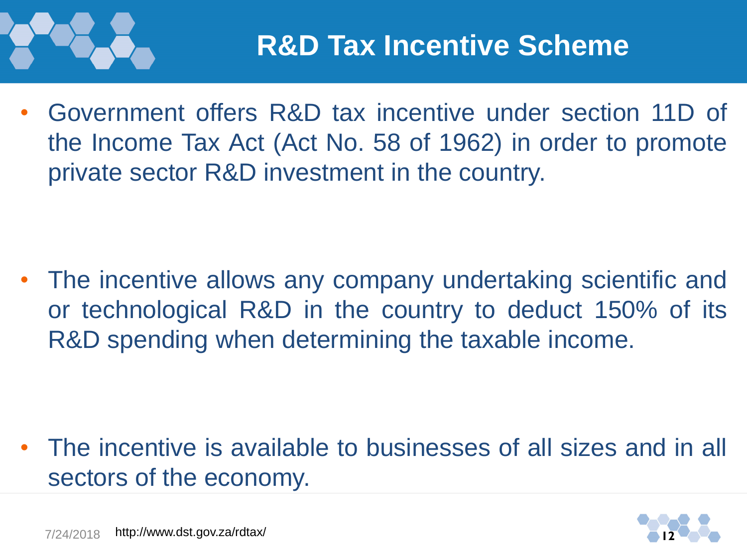# R&D Tax Incentive Scheme

- Government offers R&D tax incentive under section 11D of the Income Tax Act (Act No. 58 of 1962) in order to promote private sector R&D investment in the country.

- The incentive allows any company undertaking scientific and or technological R&D in the country to deduct 150% of its R&D spending when determining the taxable income.

- The incentive is available to businesses of all sizes and in all sectors of the economy.

http://www.dst.gov.za/rdtax/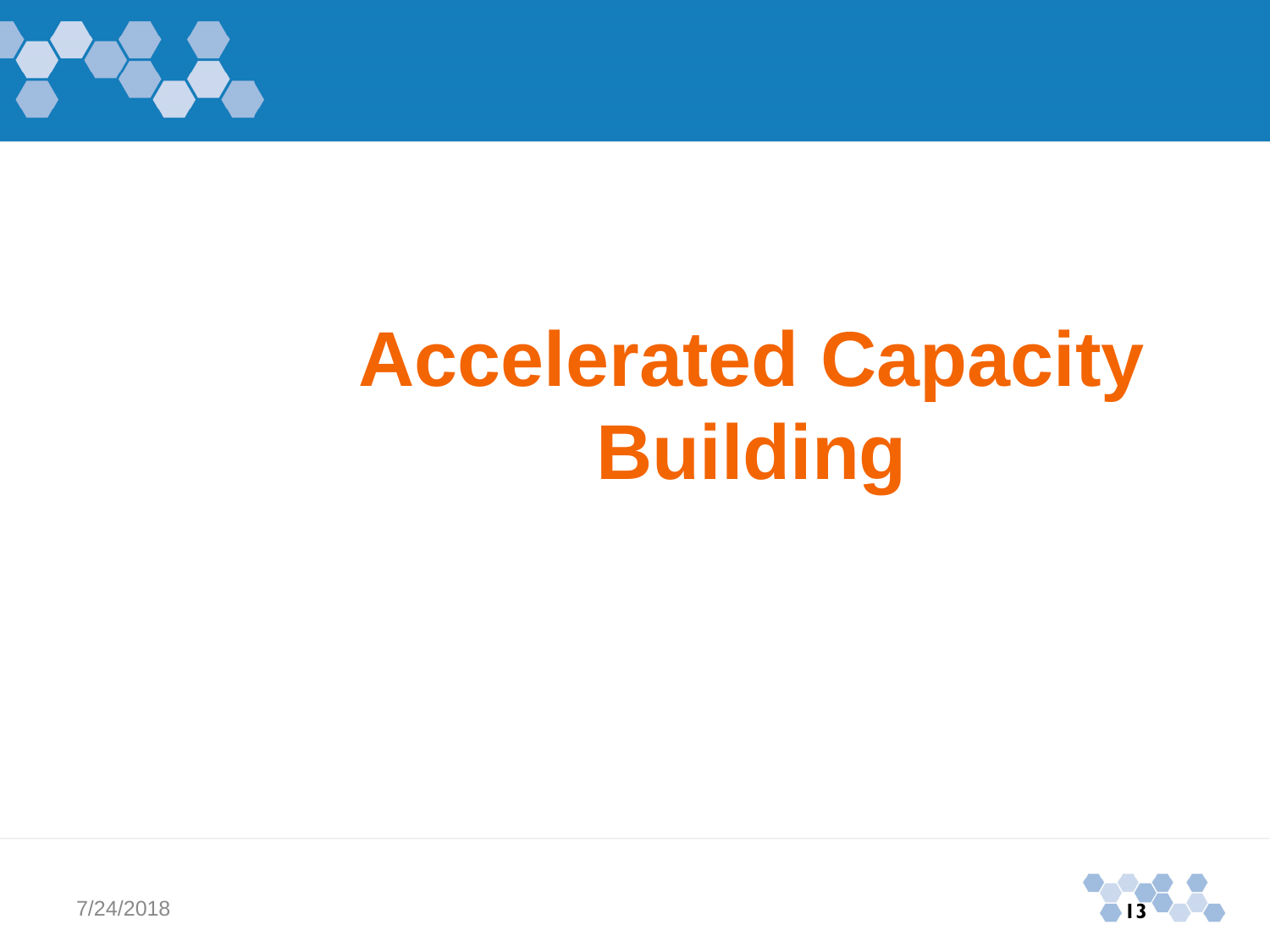# Accelerated Capacity Building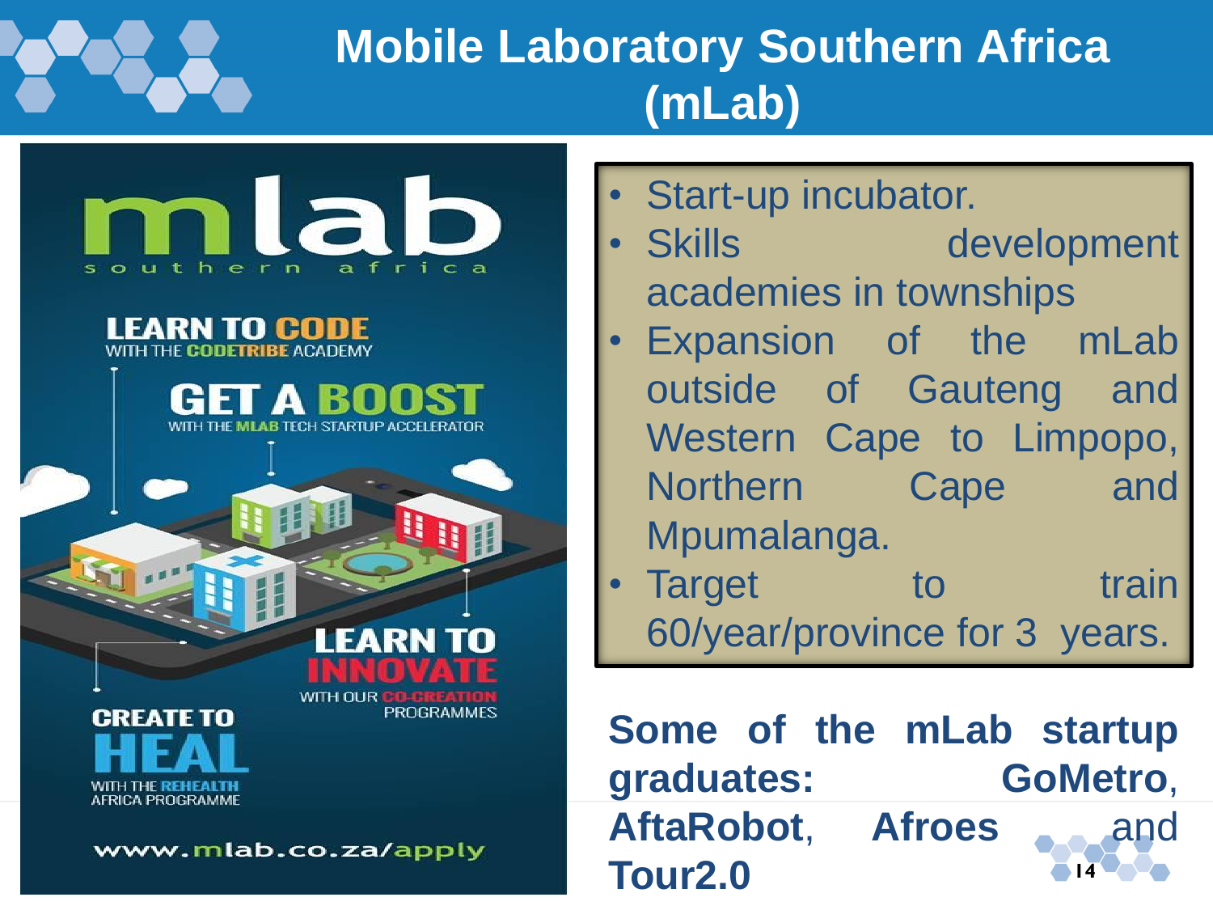# Mobile Laboratory Southern Africa (mLab)

mlab
southern africa

LEARN TO CODE
WITH THE CODETRIBE ACADEMY

GET A BOOST
WITH THE MLAB TECH STARTUP ACCELERATOR

LEARN TO INNOVATE
WITH OUR CO-CREATION PROGRAMMES

CREATE TO HEAL
WITH THE REHEALTH AFRICA PROGRAMME

www.mlab.co.za/apply

- Start-up incubator.
- Skills development academies in townships
- Expansion of the mLab outside of Gauteng and Western Cape to Limpopo, Northern Cape and Mpumalanga.
- Target to train 60/year/province for 3 years.

**Some of the mLab startup graduates: GoMetro**, **AftaRobot**, **Afroes** and **Tour2.0**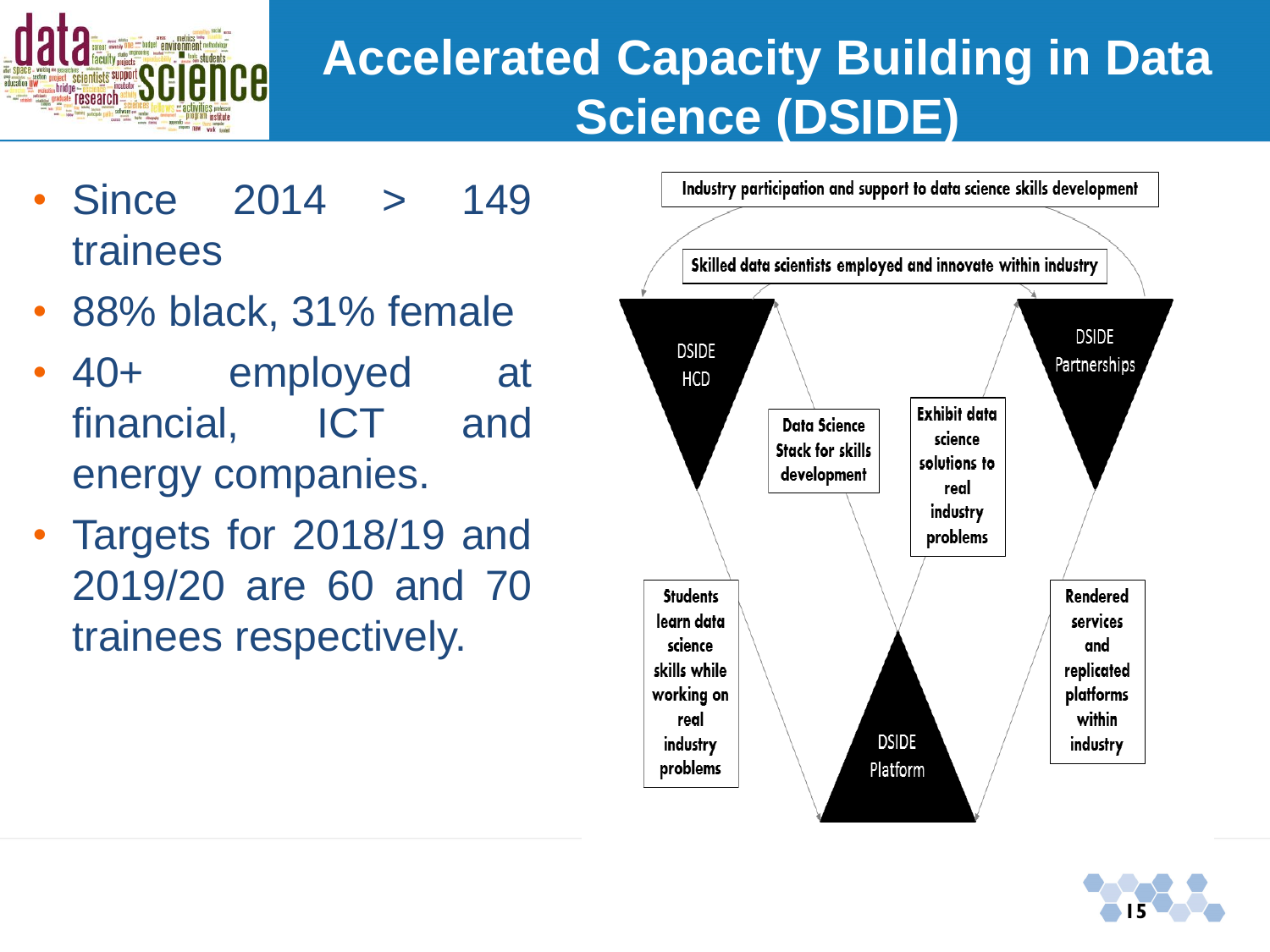# Accelerated Capacity Building in Data Science (DSIDE)

- Since 2014 > 149 trainees
- 88% black, 31% female
- 40+ employed at financial, ICT and energy companies.
- Targets for 2018/19 and 2019/20 are 60 and 70 trainees respectively.

Industry participation and support to data science skills development

Skilled data scientists employed and innovate within industry

DSIDE HCD

DSIDE Partnerships

Data Science Stack for skills development

Exhibit data science solutions to real industry problems

Students learn data science skills while working on real industry problems

Rendered services and replicated platforms within industry

DSIDE Platform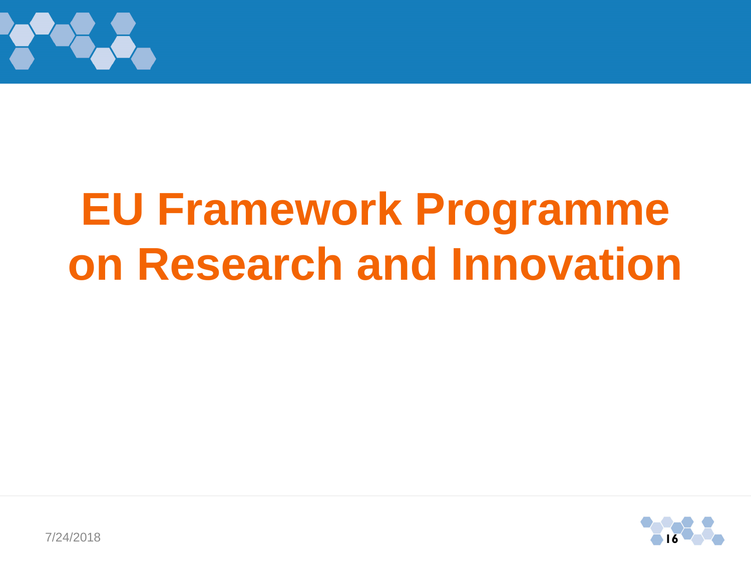# EU Framework Programme on Research and Innovation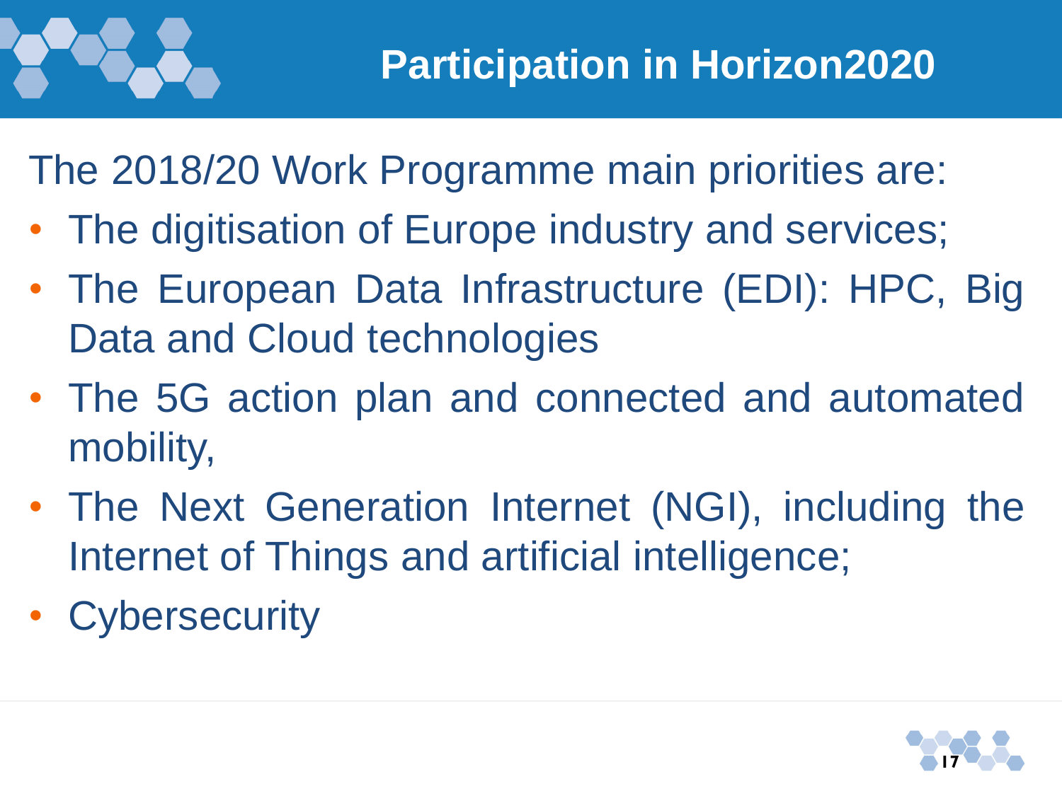# Participation in Horizon2020

The 2018/20 Work Programme main priorities are:

- The digitisation of Europe industry and services;
- The European Data Infrastructure (EDI): HPC, Big Data and Cloud technologies
- The 5G action plan and connected and automated mobility,
- The Next Generation Internet (NGI), including the Internet of Things and artificial intelligence;
- Cybersecurity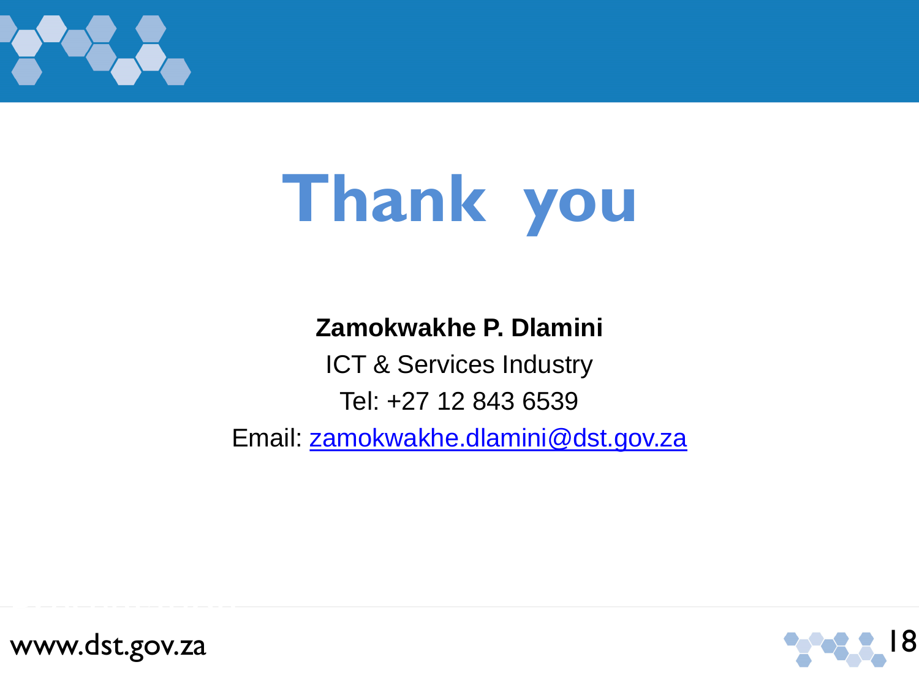# Thank you

**Zamokwakhe P. Dlamini**

ICT & Services Industry

Tel: +27 12 843 6539

Email: zamokwakhe.dlamini@dst.gov.za